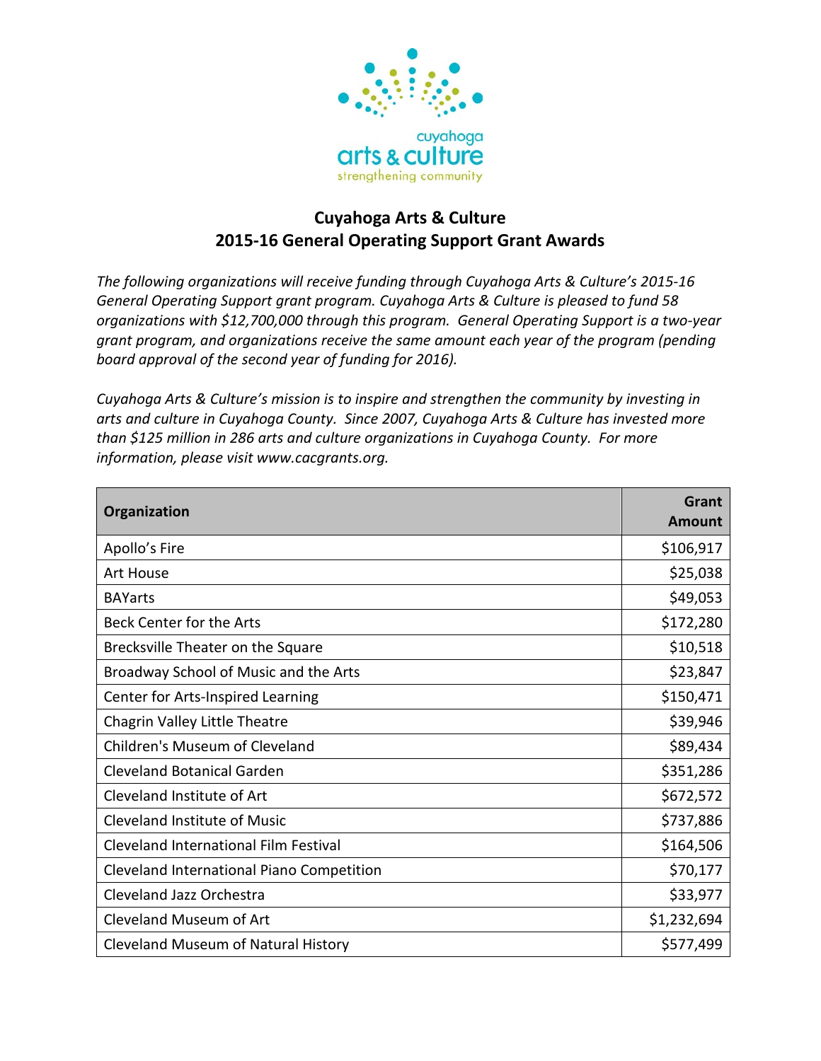# Cuyahoga Arts & Culture
## 2015-16 General Operating Support Grant Awards

*The following organizations will receive funding through Cuyahoga Arts & Culture's 2015-16 General Operating Support grant program. Cuyahoga Arts & Culture is pleased to fund 58 organizations with $12,700,000 through this program. General Operating Support is a two-year grant program, and organizations receive the same amount each year of the program (pending board approval of the second year of funding for 2016).*

*Cuyahoga Arts & Culture's mission is to inspire and strengthen the community by investing in arts and culture in Cuyahoga County. Since 2007, Cuyahoga Arts & Culture has invested more than $125 million in 286 arts and culture organizations in Cuyahoga County. For more information, please visit www.cacgrants.org.*

| Organization | Grant Amount |
|---|---:|
| Apollo's Fire | $106,917 |
| Art House | $25,038 |
| BAYarts | $49,053 |
| Beck Center for the Arts | $172,280 |
| Brecksville Theater on the Square | $10,518 |
| Broadway School of Music and the Arts | $23,847 |
| Center for Arts-Inspired Learning | $150,471 |
| Chagrin Valley Little Theatre | $39,946 |
| Children's Museum of Cleveland | $89,434 |
| Cleveland Botanical Garden | $351,286 |
| Cleveland Institute of Art | $672,572 |
| Cleveland Institute of Music | $737,886 |
| Cleveland International Film Festival | $164,506 |
| Cleveland International Piano Competition | $70,177 |
| Cleveland Jazz Orchestra | $33,977 |
| Cleveland Museum of Art | $1,232,694 |
| Cleveland Museum of Natural History | $577,499 |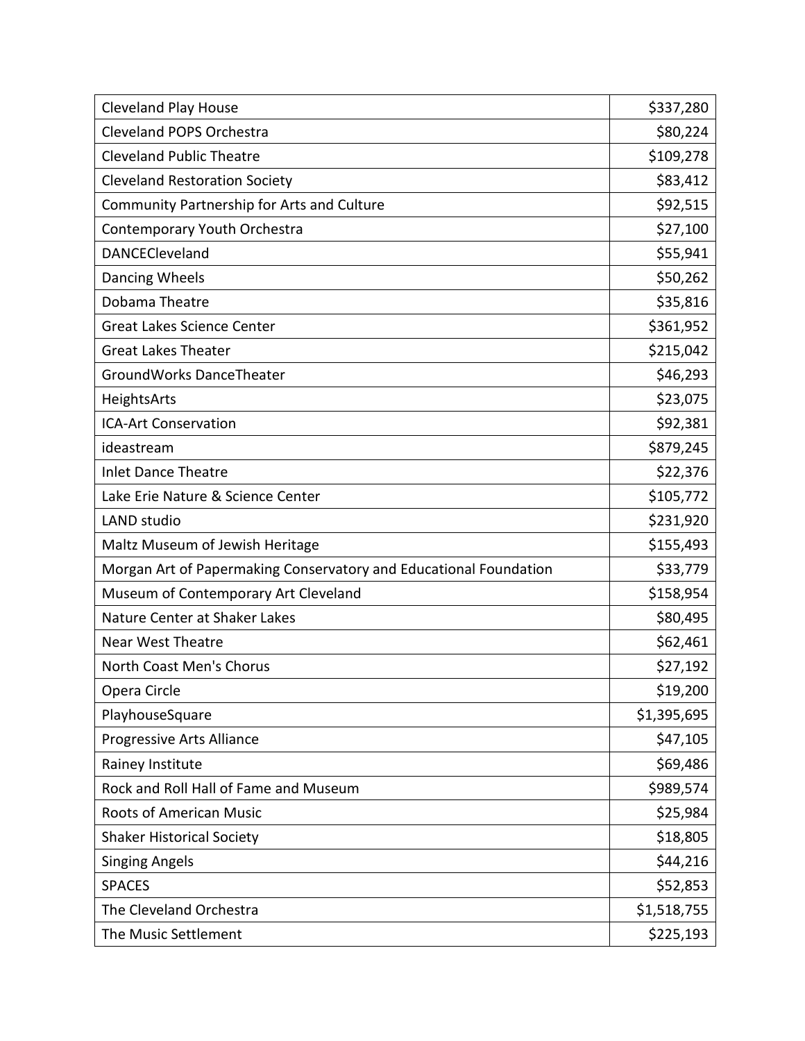| | |
|---|---|
| Cleveland Play House | $337,280 |
| Cleveland POPS Orchestra | $80,224 |
| Cleveland Public Theatre | $109,278 |
| Cleveland Restoration Society | $83,412 |
| Community Partnership for Arts and Culture | $92,515 |
| Contemporary Youth Orchestra | $27,100 |
| DANCECleveland | $55,941 |
| Dancing Wheels | $50,262 |
| Dobama Theatre | $35,816 |
| Great Lakes Science Center | $361,952 |
| Great Lakes Theater | $215,042 |
| GroundWorks DanceTheater | $46,293 |
| HeightsArts | $23,075 |
| ICA-Art Conservation | $92,381 |
| ideastream | $879,245 |
| Inlet Dance Theatre | $22,376 |
| Lake Erie Nature & Science Center | $105,772 |
| LAND studio | $231,920 |
| Maltz Museum of Jewish Heritage | $155,493 |
| Morgan Art of Papermaking Conservatory and Educational Foundation | $33,779 |
| Museum of Contemporary Art Cleveland | $158,954 |
| Nature Center at Shaker Lakes | $80,495 |
| Near West Theatre | $62,461 |
| North Coast Men's Chorus | $27,192 |
| Opera Circle | $19,200 |
| PlayhouseSquare | $1,395,695 |
| Progressive Arts Alliance | $47,105 |
| Rainey Institute | $69,486 |
| Rock and Roll Hall of Fame and Museum | $989,574 |
| Roots of American Music | $25,984 |
| Shaker Historical Society | $18,805 |
| Singing Angels | $44,216 |
| SPACES | $52,853 |
| The Cleveland Orchestra | $1,518,755 |
| The Music Settlement | $225,193 |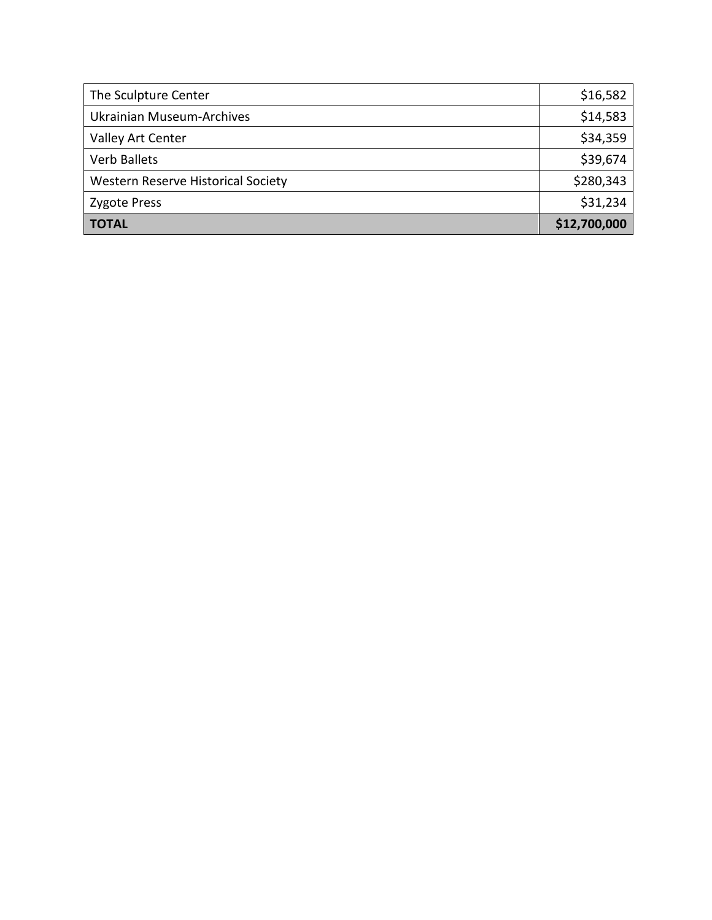| | |
|---|---|
| The Sculpture Center | $16,582 |
| Ukrainian Museum-Archives | $14,583 |
| Valley Art Center | $34,359 |
| Verb Ballets | $39,674 |
| Western Reserve Historical Society | $280,343 |
| Zygote Press | $31,234 |
| **TOTAL** | **$12,700,000** |